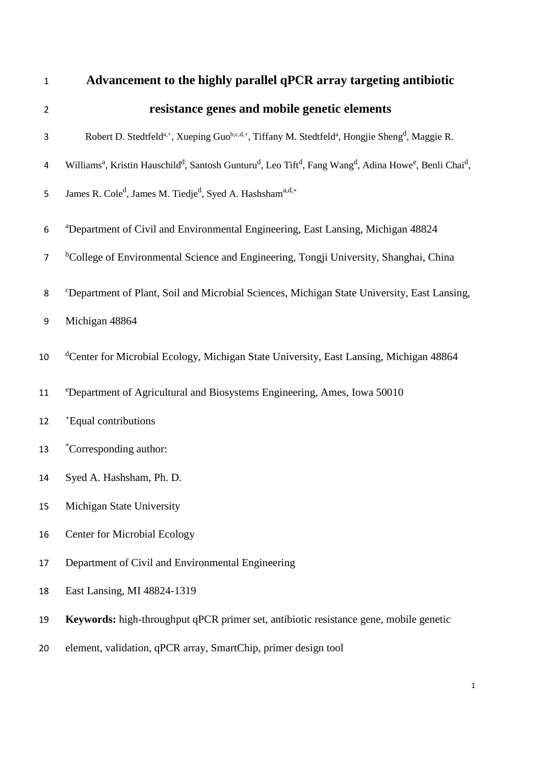# Advancement to the highly parallel qPCR array targeting antibiotic resistance genes and mobile genetic elements

Robert D. Stedtfeld[a,+], Xueping Guo[b,c,d,+], Tiffany M. Stedtfeld[a], Hongjie Sheng[d], Maggie R. Williams[a], Kristin Hauschild[d], Santosh Gunturu[d], Leo Tift[d], Fang Wang[d], Adina Howe[e], Benli Chai[d], James R. Cole[d], James M. Tiedje[d], Syed A. Hashsham[a,d,*]

[a]Department of Civil and Environmental Engineering, East Lansing, Michigan 48824

[b]College of Environmental Science and Engineering, Tongji University, Shanghai, China

[c]Department of Plant, Soil and Microbial Sciences, Michigan State University, East Lansing, Michigan 48864

[d]Center for Microbial Ecology, Michigan State University, East Lansing, Michigan 48864

[e]Department of Agricultural and Biosystems Engineering, Ames, Iowa 50010

[+]Equal contributions

[*]Corresponding author:

Syed A. Hashsham, Ph. D.

Michigan State University

Center for Microbial Ecology

Department of Civil and Environmental Engineering

East Lansing, MI 48824-1319

**Keywords:** high-throughput qPCR primer set, antibiotic resistance gene, mobile genetic element, validation, qPCR array, SmartChip, primer design tool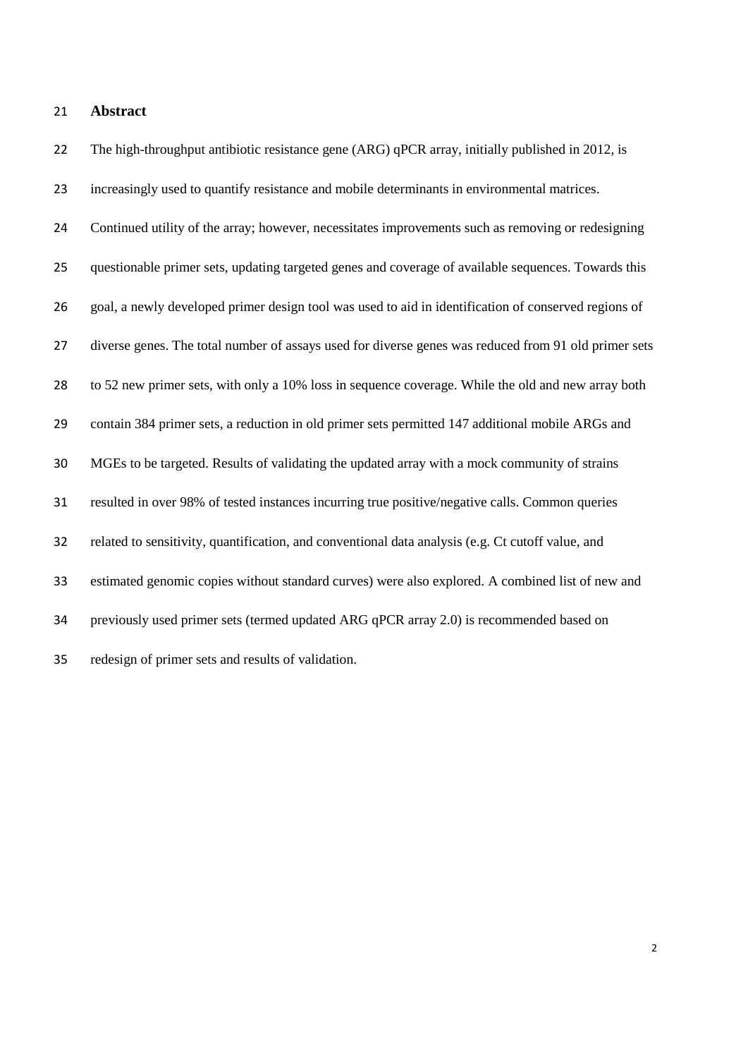## Abstract

The high-throughput antibiotic resistance gene (ARG) qPCR array, initially published in 2012, is increasingly used to quantify resistance and mobile determinants in environmental matrices. Continued utility of the array; however, necessitates improvements such as removing or redesigning questionable primer sets, updating targeted genes and coverage of available sequences. Towards this goal, a newly developed primer design tool was used to aid in identification of conserved regions of diverse genes. The total number of assays used for diverse genes was reduced from 91 old primer sets to 52 new primer sets, with only a 10% loss in sequence coverage. While the old and new array both contain 384 primer sets, a reduction in old primer sets permitted 147 additional mobile ARGs and MGEs to be targeted. Results of validating the updated array with a mock community of strains resulted in over 98% of tested instances incurring true positive/negative calls. Common queries related to sensitivity, quantification, and conventional data analysis (e.g. Ct cutoff value, and estimated genomic copies without standard curves) were also explored. A combined list of new and previously used primer sets (termed updated ARG qPCR array 2.0) is recommended based on redesign of primer sets and results of validation.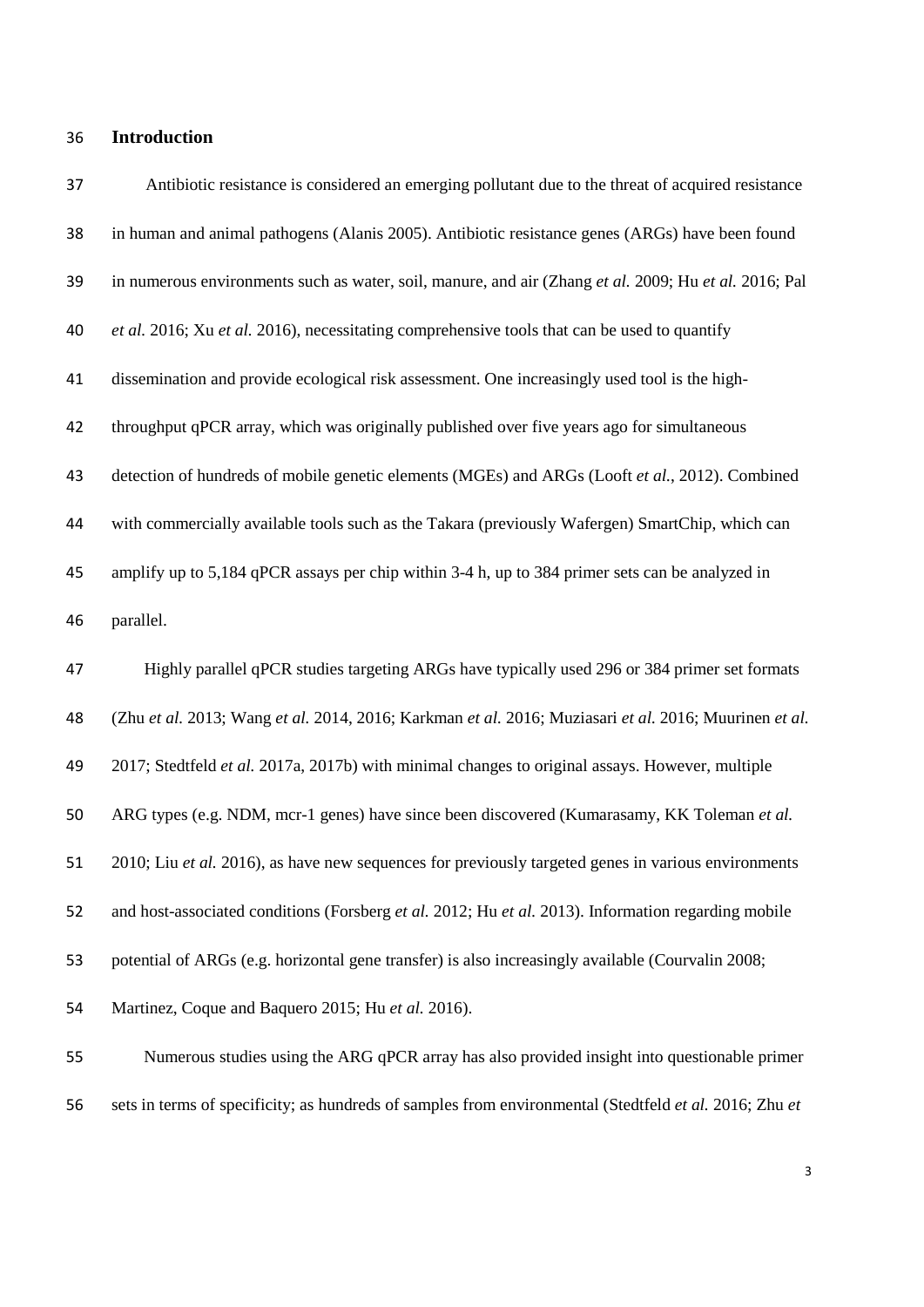## Introduction

Antibiotic resistance is considered an emerging pollutant due to the threat of acquired resistance in human and animal pathogens (Alanis 2005). Antibiotic resistance genes (ARGs) have been found in numerous environments such as water, soil, manure, and air (Zhang *et al.* 2009; Hu *et al.* 2016; Pal *et al.* 2016; Xu *et al.* 2016), necessitating comprehensive tools that can be used to quantify dissemination and provide ecological risk assessment. One increasingly used tool is the high-throughput qPCR array, which was originally published over five years ago for simultaneous detection of hundreds of mobile genetic elements (MGEs) and ARGs (Looft *et al.*, 2012). Combined with commercially available tools such as the Takara (previously Wafergen) SmartChip, which can amplify up to 5,184 qPCR assays per chip within 3-4 h, up to 384 primer sets can be analyzed in parallel.

Highly parallel qPCR studies targeting ARGs have typically used 296 or 384 primer set formats (Zhu *et al.* 2013; Wang *et al.* 2014, 2016; Karkman *et al.* 2016; Muziasari *et al.* 2016; Muurinen *et al.* 2017; Stedtfeld *et al.* 2017a, 2017b) with minimal changes to original assays. However, multiple ARG types (e.g. NDM, mcr-1 genes) have since been discovered (Kumarasamy, KK Toleman *et al.* 2010; Liu *et al.* 2016), as have new sequences for previously targeted genes in various environments and host-associated conditions (Forsberg *et al.* 2012; Hu *et al.* 2013). Information regarding mobile potential of ARGs (e.g. horizontal gene transfer) is also increasingly available (Courvalin 2008; Martinez, Coque and Baquero 2015; Hu *et al.* 2016).

Numerous studies using the ARG qPCR array has also provided insight into questionable primer sets in terms of specificity; as hundreds of samples from environmental (Stedtfeld *et al.* 2016; Zhu *et*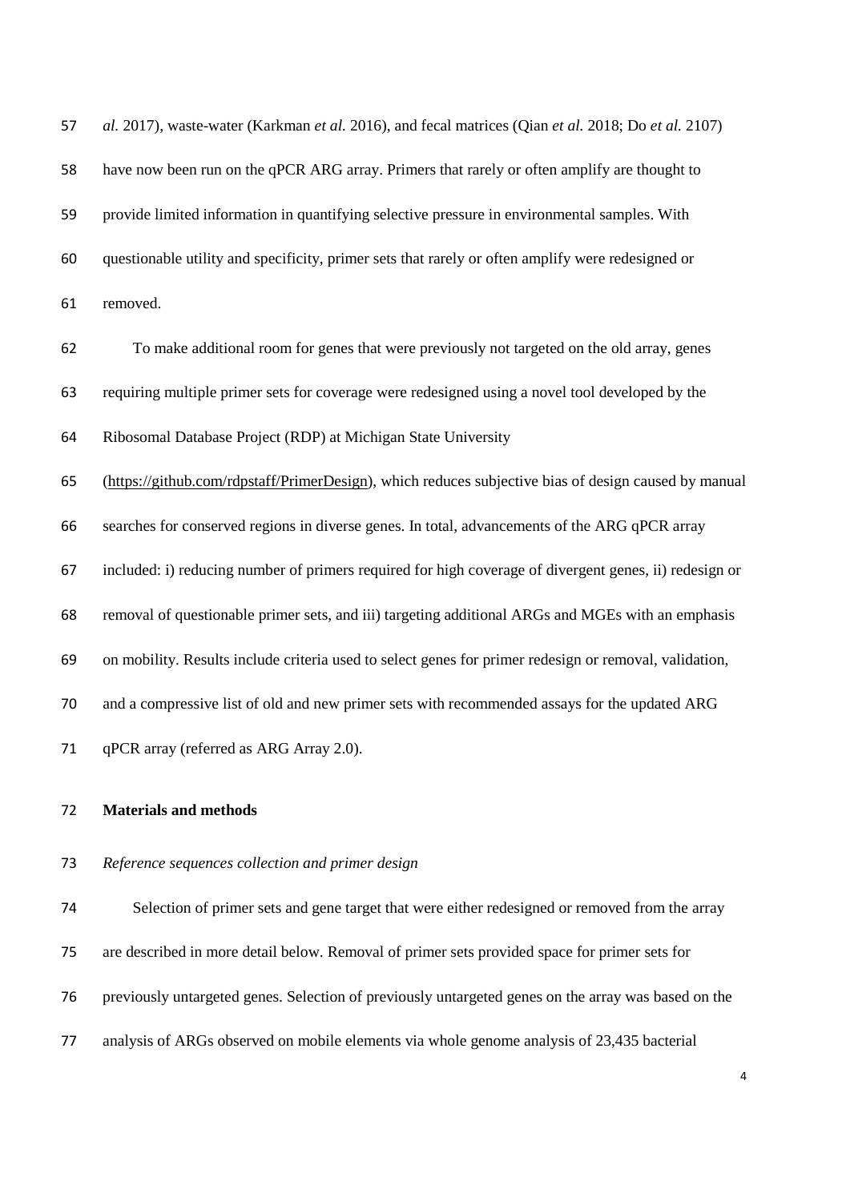*al.* 2017), waste-water (Karkman *et al.* 2016), and fecal matrices (Qian *et al.* 2018; Do *et al.* 2107) have now been run on the qPCR ARG array. Primers that rarely or often amplify are thought to provide limited information in quantifying selective pressure in environmental samples. With questionable utility and specificity, primer sets that rarely or often amplify were redesigned or removed.

To make additional room for genes that were previously not targeted on the old array, genes requiring multiple primer sets for coverage were redesigned using a novel tool developed by the Ribosomal Database Project (RDP) at Michigan State University (https://github.com/rdpstaff/PrimerDesign), which reduces subjective bias of design caused by manual searches for conserved regions in diverse genes. In total, advancements of the ARG qPCR array included: i) reducing number of primers required for high coverage of divergent genes, ii) redesign or removal of questionable primer sets, and iii) targeting additional ARGs and MGEs with an emphasis on mobility. Results include criteria used to select genes for primer redesign or removal, validation, and a compressive list of old and new primer sets with recommended assays for the updated ARG qPCR array (referred as ARG Array 2.0).

## Materials and methods

### *Reference sequences collection and primer design*

Selection of primer sets and gene target that were either redesigned or removed from the array are described in more detail below. Removal of primer sets provided space for primer sets for previously untargeted genes. Selection of previously untargeted genes on the array was based on the analysis of ARGs observed on mobile elements via whole genome analysis of 23,435 bacterial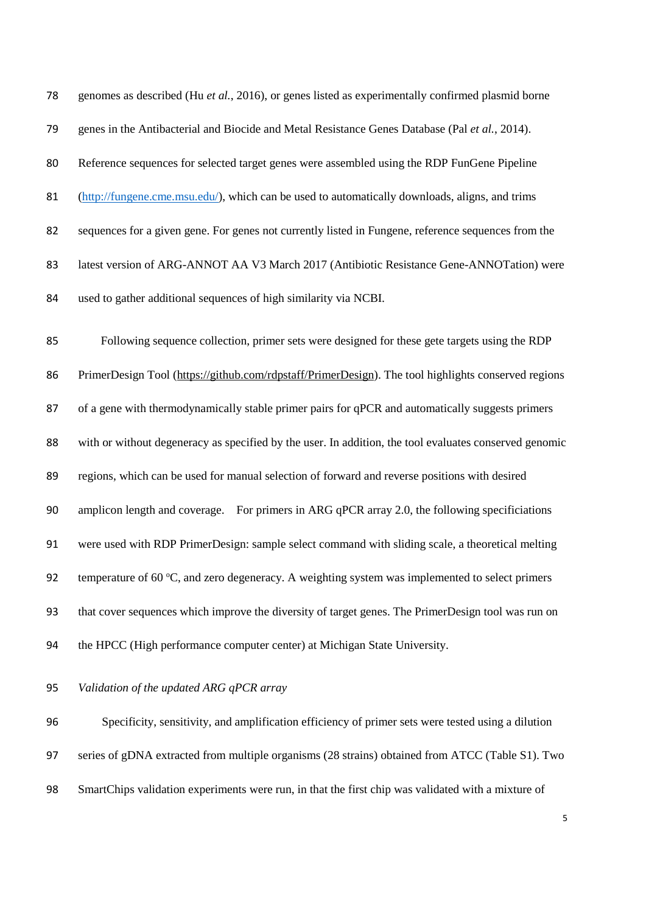genomes as described (Hu *et al.*, 2016), or genes listed as experimentally confirmed plasmid borne genes in the Antibacterial and Biocide and Metal Resistance Genes Database (Pal *et al.*, 2014). Reference sequences for selected target genes were assembled using the RDP FunGene Pipeline (http://fungene.cme.msu.edu/), which can be used to automatically downloads, aligns, and trims sequences for a given gene. For genes not currently listed in Fungene, reference sequences from the latest version of ARG-ANNOT AA V3 March 2017 (Antibiotic Resistance Gene-ANNOTation) were used to gather additional sequences of high similarity via NCBI.

Following sequence collection, primer sets were designed for these gete targets using the RDP PrimerDesign Tool (https://github.com/rdpstaff/PrimerDesign). The tool highlights conserved regions of a gene with thermodynamically stable primer pairs for qPCR and automatically suggests primers with or without degeneracy as specified by the user. In addition, the tool evaluates conserved genomic regions, which can be used for manual selection of forward and reverse positions with desired amplicon length and coverage. For primers in ARG qPCR array 2.0, the following specificiations were used with RDP PrimerDesign: sample select command with sliding scale, a theoretical melting temperature of 60 °C, and zero degeneracy. A weighting system was implemented to select primers that cover sequences which improve the diversity of target genes. The PrimerDesign tool was run on the HPCC (High performance computer center) at Michigan State University.

*Validation of the updated ARG qPCR array*

Specificity, sensitivity, and amplification efficiency of primer sets were tested using a dilution series of gDNA extracted from multiple organisms (28 strains) obtained from ATCC (Table S1). Two SmartChips validation experiments were run, in that the first chip was validated with a mixture of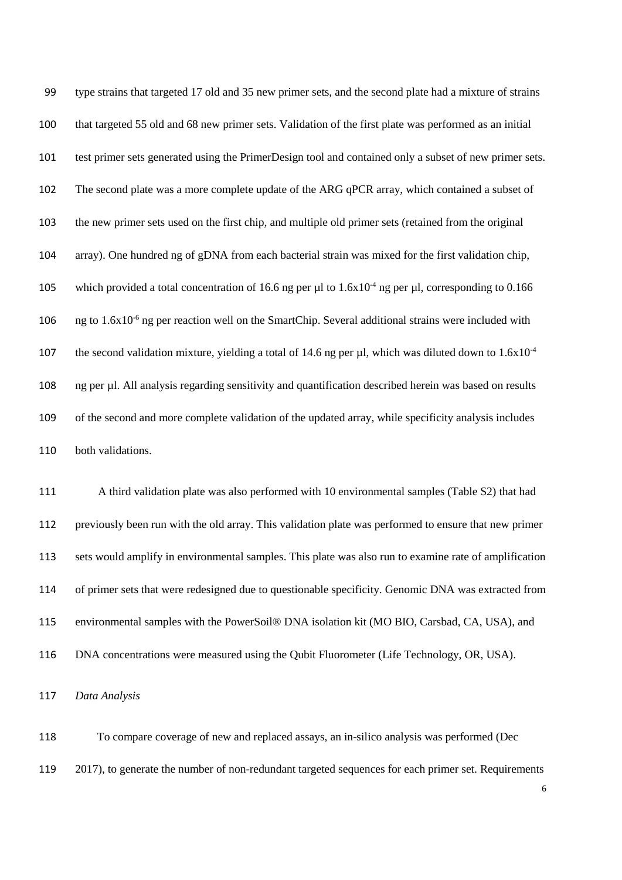type strains that targeted 17 old and 35 new primer sets, and the second plate had a mixture of strains that targeted 55 old and 68 new primer sets. Validation of the first plate was performed as an initial test primer sets generated using the PrimerDesign tool and contained only a subset of new primer sets. The second plate was a more complete update of the ARG qPCR array, which contained a subset of the new primer sets used on the first chip, and multiple old primer sets (retained from the original array). One hundred ng of gDNA from each bacterial strain was mixed for the first validation chip, which provided a total concentration of 16.6 ng per µl to $1.6x10^{-4}$ ng per µl, corresponding to 0.166 ng to $1.6x10^{-6}$ ng per reaction well on the SmartChip. Several additional strains were included with the second validation mixture, yielding a total of 14.6 ng per µl, which was diluted down to $1.6x10^{-4}$ ng per µl. All analysis regarding sensitivity and quantification described herein was based on results of the second and more complete validation of the updated array, while specificity analysis includes both validations.

A third validation plate was also performed with 10 environmental samples (Table S2) that had previously been run with the old array. This validation plate was performed to ensure that new primer sets would amplify in environmental samples. This plate was also run to examine rate of amplification of primer sets that were redesigned due to questionable specificity. Genomic DNA was extracted from environmental samples with the PowerSoil® DNA isolation kit (MO BIO, Carsbad, CA, USA), and DNA concentrations were measured using the Qubit Fluorometer (Life Technology, OR, USA).

*Data Analysis*

To compare coverage of new and replaced assays, an in-silico analysis was performed (Dec 2017), to generate the number of non-redundant targeted sequences for each primer set. Requirements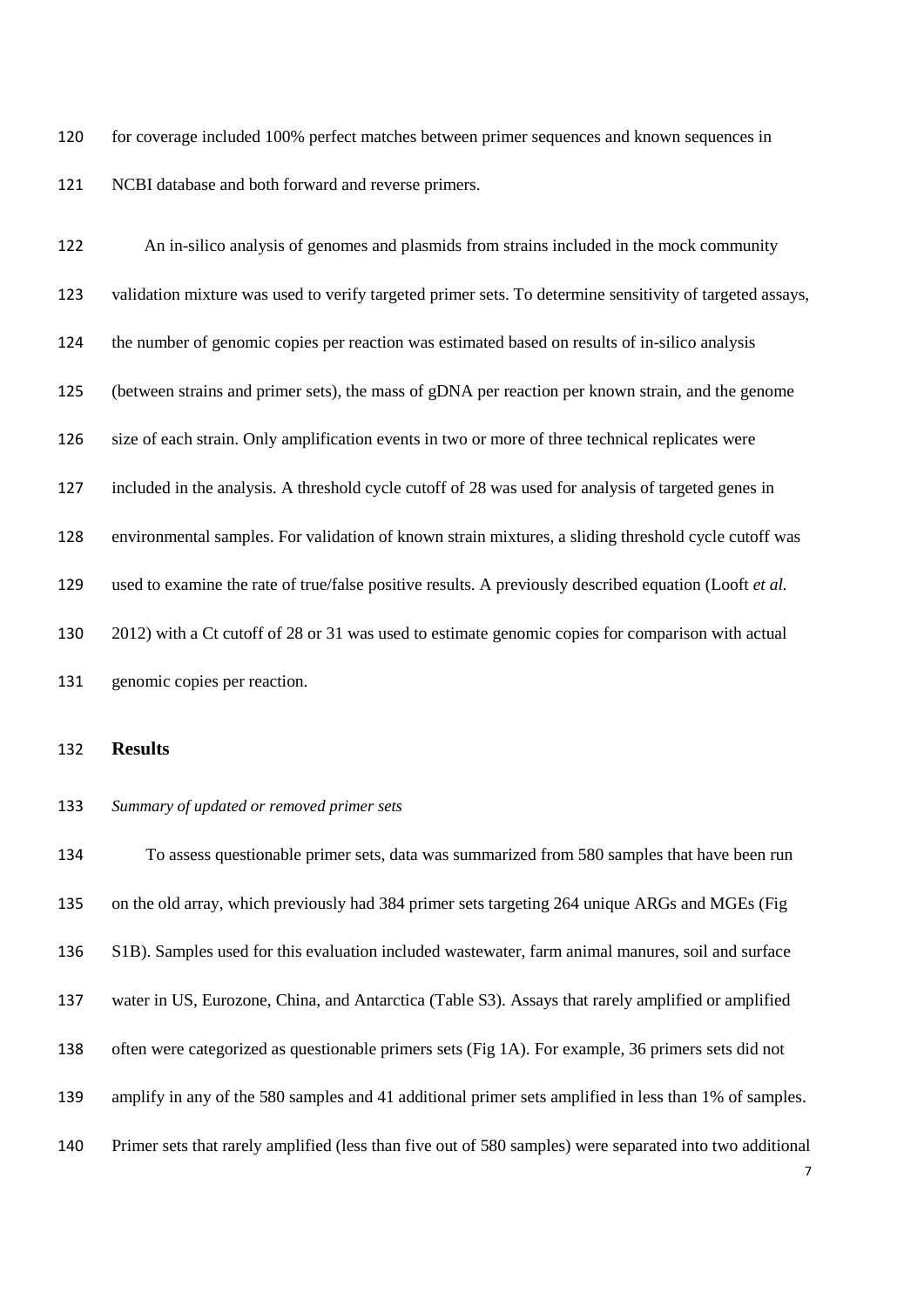for coverage included 100% perfect matches between primer sequences and known sequences in NCBI database and both forward and reverse primers.

An in-silico analysis of genomes and plasmids from strains included in the mock community validation mixture was used to verify targeted primer sets. To determine sensitivity of targeted assays, the number of genomic copies per reaction was estimated based on results of in-silico analysis (between strains and primer sets), the mass of gDNA per reaction per known strain, and the genome size of each strain. Only amplification events in two or more of three technical replicates were included in the analysis. A threshold cycle cutoff of 28 was used for analysis of targeted genes in environmental samples. For validation of known strain mixtures, a sliding threshold cycle cutoff was used to examine the rate of true/false positive results. A previously described equation (Looft *et al.* 2012) with a Ct cutoff of 28 or 31 was used to estimate genomic copies for comparison with actual genomic copies per reaction.

## Results

*Summary of updated or removed primer sets*

To assess questionable primer sets, data was summarized from 580 samples that have been run on the old array, which previously had 384 primer sets targeting 264 unique ARGs and MGEs (Fig S1B). Samples used for this evaluation included wastewater, farm animal manures, soil and surface water in US, Eurozone, China, and Antarctica (Table S3). Assays that rarely amplified or amplified often were categorized as questionable primers sets (Fig 1A). For example, 36 primers sets did not amplify in any of the 580 samples and 41 additional primer sets amplified in less than 1% of samples. Primer sets that rarely amplified (less than five out of 580 samples) were separated into two additional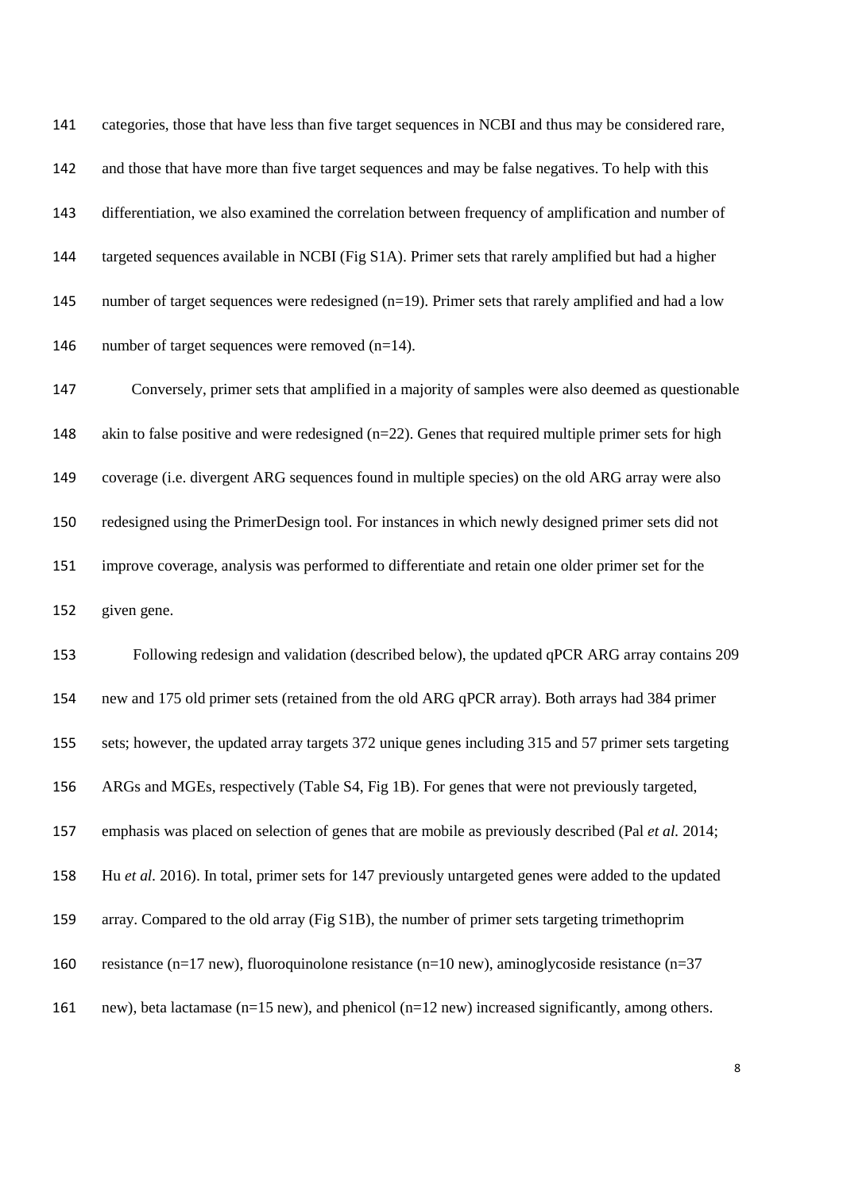categories, those that have less than five target sequences in NCBI and thus may be considered rare, and those that have more than five target sequences and may be false negatives. To help with this differentiation, we also examined the correlation between frequency of amplification and number of targeted sequences available in NCBI (Fig S1A). Primer sets that rarely amplified but had a higher number of target sequences were redesigned (n=19). Primer sets that rarely amplified and had a low number of target sequences were removed (n=14).

Conversely, primer sets that amplified in a majority of samples were also deemed as questionable akin to false positive and were redesigned (n=22). Genes that required multiple primer sets for high coverage (i.e. divergent ARG sequences found in multiple species) on the old ARG array were also redesigned using the PrimerDesign tool. For instances in which newly designed primer sets did not improve coverage, analysis was performed to differentiate and retain one older primer set for the given gene.

Following redesign and validation (described below), the updated qPCR ARG array contains 209 new and 175 old primer sets (retained from the old ARG qPCR array). Both arrays had 384 primer sets; however, the updated array targets 372 unique genes including 315 and 57 primer sets targeting ARGs and MGEs, respectively (Table S4, Fig 1B). For genes that were not previously targeted, emphasis was placed on selection of genes that are mobile as previously described (Pal *et al.* 2014; Hu *et al.* 2016). In total, primer sets for 147 previously untargeted genes were added to the updated array. Compared to the old array (Fig S1B), the number of primer sets targeting trimethoprim resistance (n=17 new), fluoroquinolone resistance (n=10 new), aminoglycoside resistance (n=37 new), beta lactamase (n=15 new), and phenicol (n=12 new) increased significantly, among others.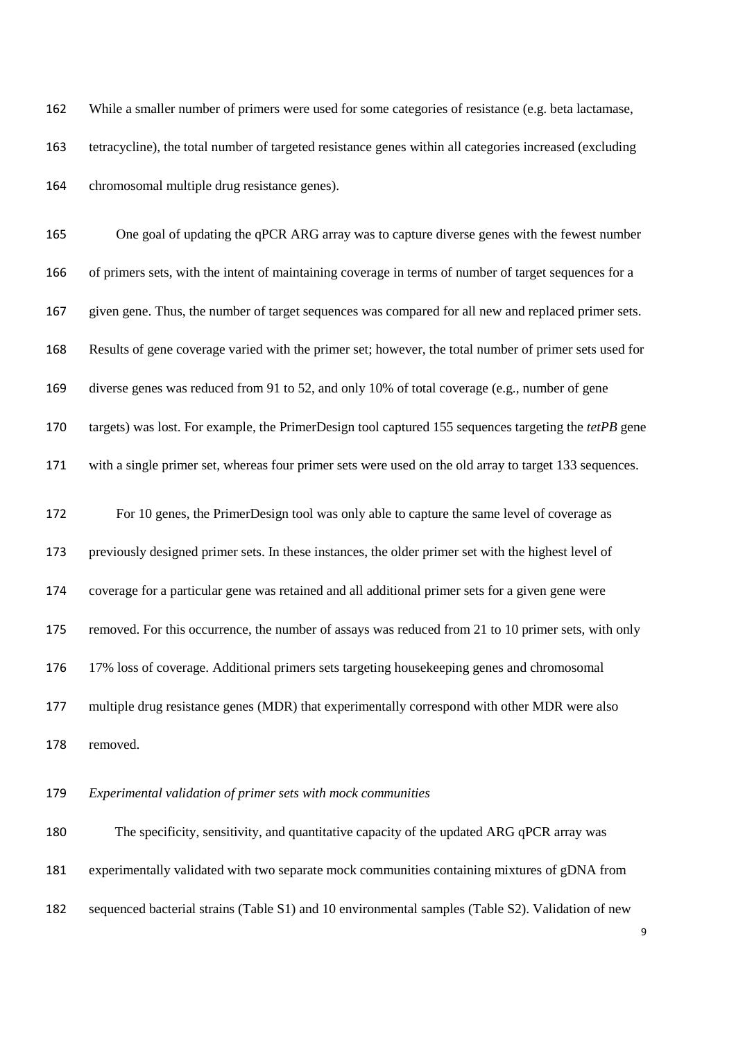While a smaller number of primers were used for some categories of resistance (e.g. beta lactamase, tetracycline), the total number of targeted resistance genes within all categories increased (excluding chromosomal multiple drug resistance genes).

One goal of updating the qPCR ARG array was to capture diverse genes with the fewest number of primers sets, with the intent of maintaining coverage in terms of number of target sequences for a given gene. Thus, the number of target sequences was compared for all new and replaced primer sets. Results of gene coverage varied with the primer set; however, the total number of primer sets used for diverse genes was reduced from 91 to 52, and only 10% of total coverage (e.g., number of gene targets) was lost. For example, the PrimerDesign tool captured 155 sequences targeting the *tetPB* gene with a single primer set, whereas four primer sets were used on the old array to target 133 sequences.

For 10 genes, the PrimerDesign tool was only able to capture the same level of coverage as previously designed primer sets. In these instances, the older primer set with the highest level of coverage for a particular gene was retained and all additional primer sets for a given gene were removed. For this occurrence, the number of assays was reduced from 21 to 10 primer sets, with only 17% loss of coverage. Additional primers sets targeting housekeeping genes and chromosomal multiple drug resistance genes (MDR) that experimentally correspond with other MDR were also removed.

*Experimental validation of primer sets with mock communities*

The specificity, sensitivity, and quantitative capacity of the updated ARG qPCR array was experimentally validated with two separate mock communities containing mixtures of gDNA from sequenced bacterial strains (Table S1) and 10 environmental samples (Table S2). Validation of new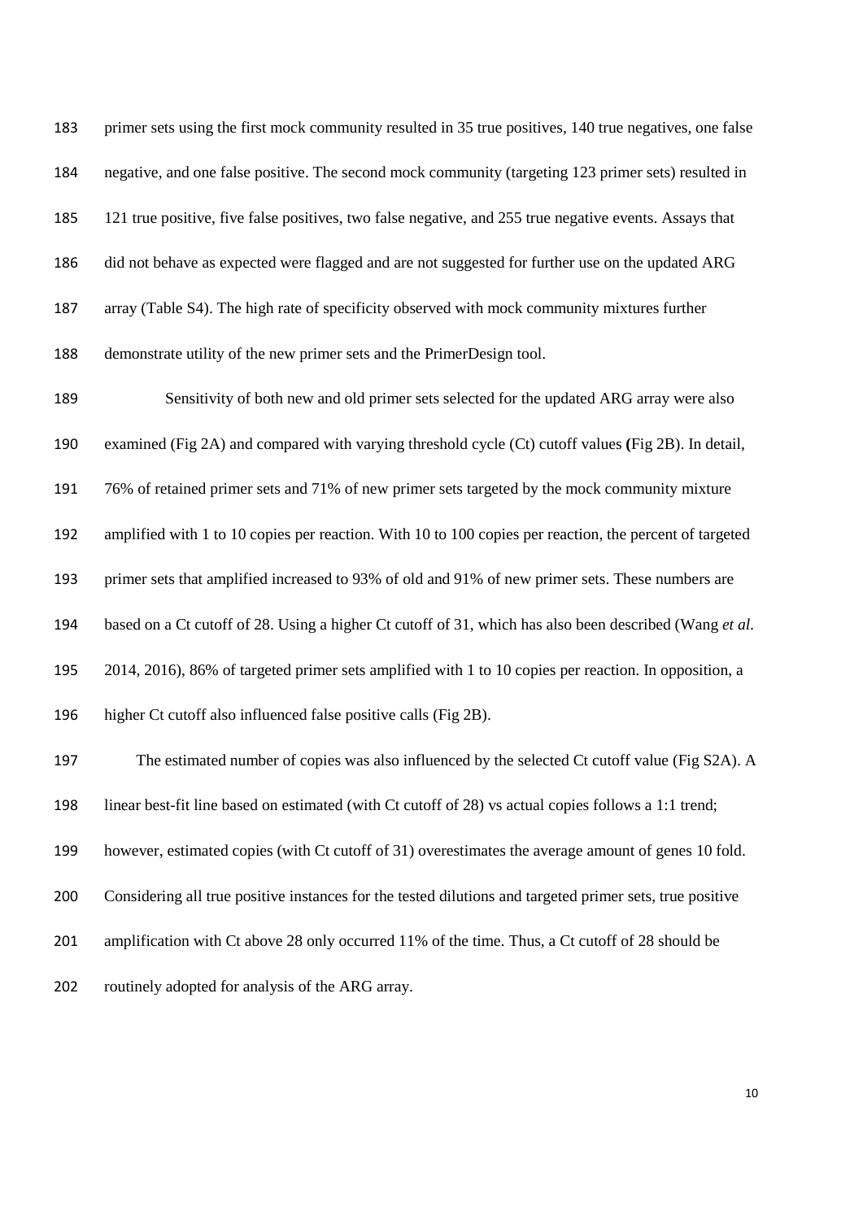primer sets using the first mock community resulted in 35 true positives, 140 true negatives, one false negative, and one false positive. The second mock community (targeting 123 primer sets) resulted in 121 true positive, five false positives, two false negative, and 255 true negative events. Assays that did not behave as expected were flagged and are not suggested for further use on the updated ARG array (Table S4). The high rate of specificity observed with mock community mixtures further demonstrate utility of the new primer sets and the PrimerDesign tool.

Sensitivity of both new and old primer sets selected for the updated ARG array were also examined (Fig 2A) and compared with varying threshold cycle (Ct) cutoff values **(**Fig 2B). In detail, 76% of retained primer sets and 71% of new primer sets targeted by the mock community mixture amplified with 1 to 10 copies per reaction. With 10 to 100 copies per reaction, the percent of targeted primer sets that amplified increased to 93% of old and 91% of new primer sets. These numbers are based on a Ct cutoff of 28. Using a higher Ct cutoff of 31, which has also been described (Wang *et al*. 2014, 2016), 86% of targeted primer sets amplified with 1 to 10 copies per reaction. In opposition, a higher Ct cutoff also influenced false positive calls (Fig 2B).

The estimated number of copies was also influenced by the selected Ct cutoff value (Fig S2A). A linear best-fit line based on estimated (with Ct cutoff of 28) vs actual copies follows a 1:1 trend; however, estimated copies (with Ct cutoff of 31) overestimates the average amount of genes 10 fold. Considering all true positive instances for the tested dilutions and targeted primer sets, true positive amplification with Ct above 28 only occurred 11% of the time. Thus, a Ct cutoff of 28 should be routinely adopted for analysis of the ARG array.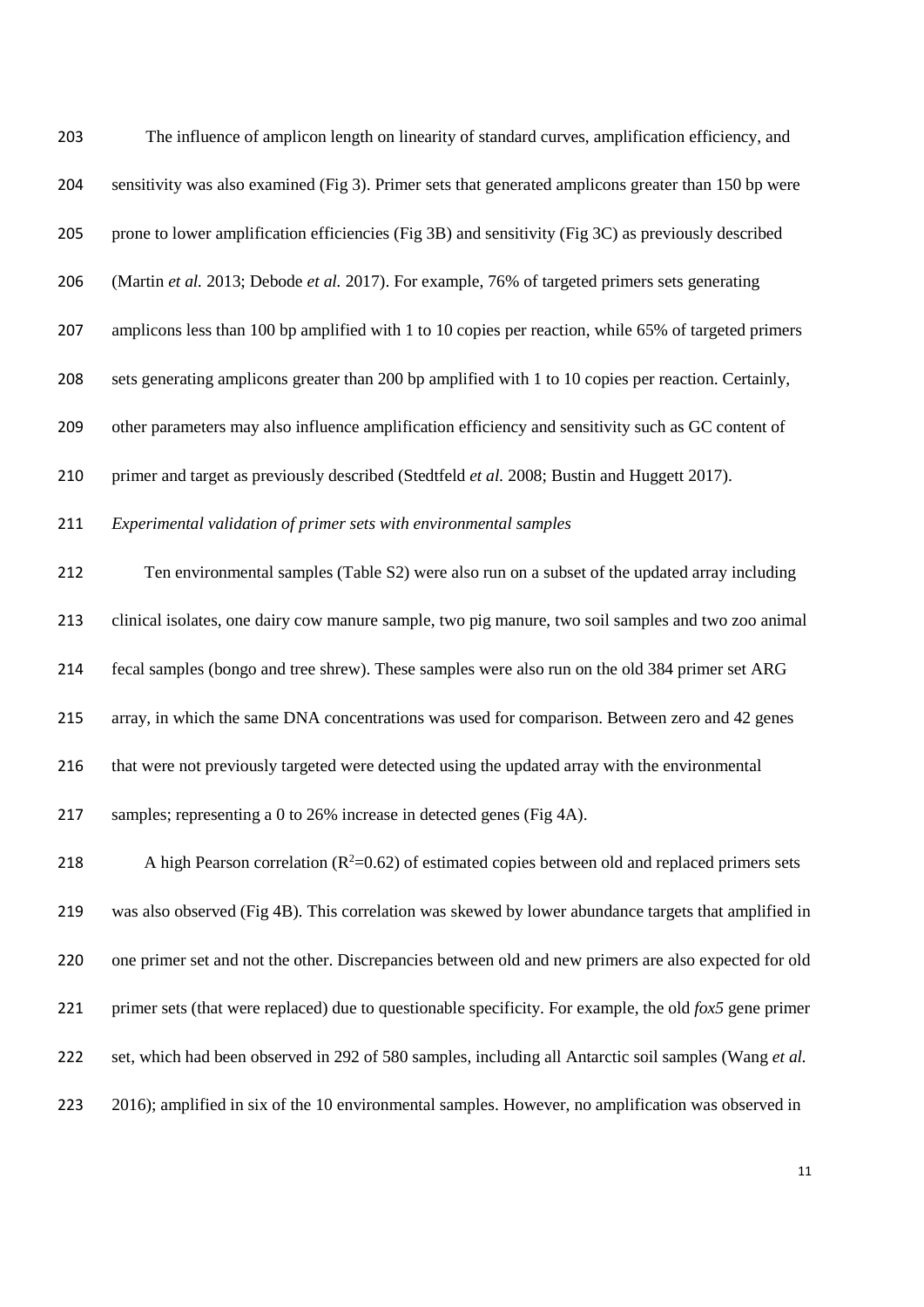The influence of amplicon length on linearity of standard curves, amplification efficiency, and sensitivity was also examined (Fig 3). Primer sets that generated amplicons greater than 150 bp were prone to lower amplification efficiencies (Fig 3B) and sensitivity (Fig 3C) as previously described (Martin *et al.* 2013; Debode *et al.* 2017). For example, 76% of targeted primers sets generating amplicons less than 100 bp amplified with 1 to 10 copies per reaction, while 65% of targeted primers sets generating amplicons greater than 200 bp amplified with 1 to 10 copies per reaction. Certainly, other parameters may also influence amplification efficiency and sensitivity such as GC content of primer and target as previously described (Stedtfeld *et al.* 2008; Bustin and Huggett 2017).

*Experimental validation of primer sets with environmental samples*

Ten environmental samples (Table S2) were also run on a subset of the updated array including clinical isolates, one dairy cow manure sample, two pig manure, two soil samples and two zoo animal fecal samples (bongo and tree shrew). These samples were also run on the old 384 primer set ARG array, in which the same DNA concentrations was used for comparison. Between zero and 42 genes that were not previously targeted were detected using the updated array with the environmental samples; representing a 0 to 26% increase in detected genes (Fig 4A).

A high Pearson correlation ($R^2$=0.62) of estimated copies between old and replaced primers sets was also observed (Fig 4B). This correlation was skewed by lower abundance targets that amplified in one primer set and not the other. Discrepancies between old and new primers are also expected for old primer sets (that were replaced) due to questionable specificity. For example, the old *fox5* gene primer set, which had been observed in 292 of 580 samples, including all Antarctic soil samples (Wang *et al.* 2016); amplified in six of the 10 environmental samples. However, no amplification was observed in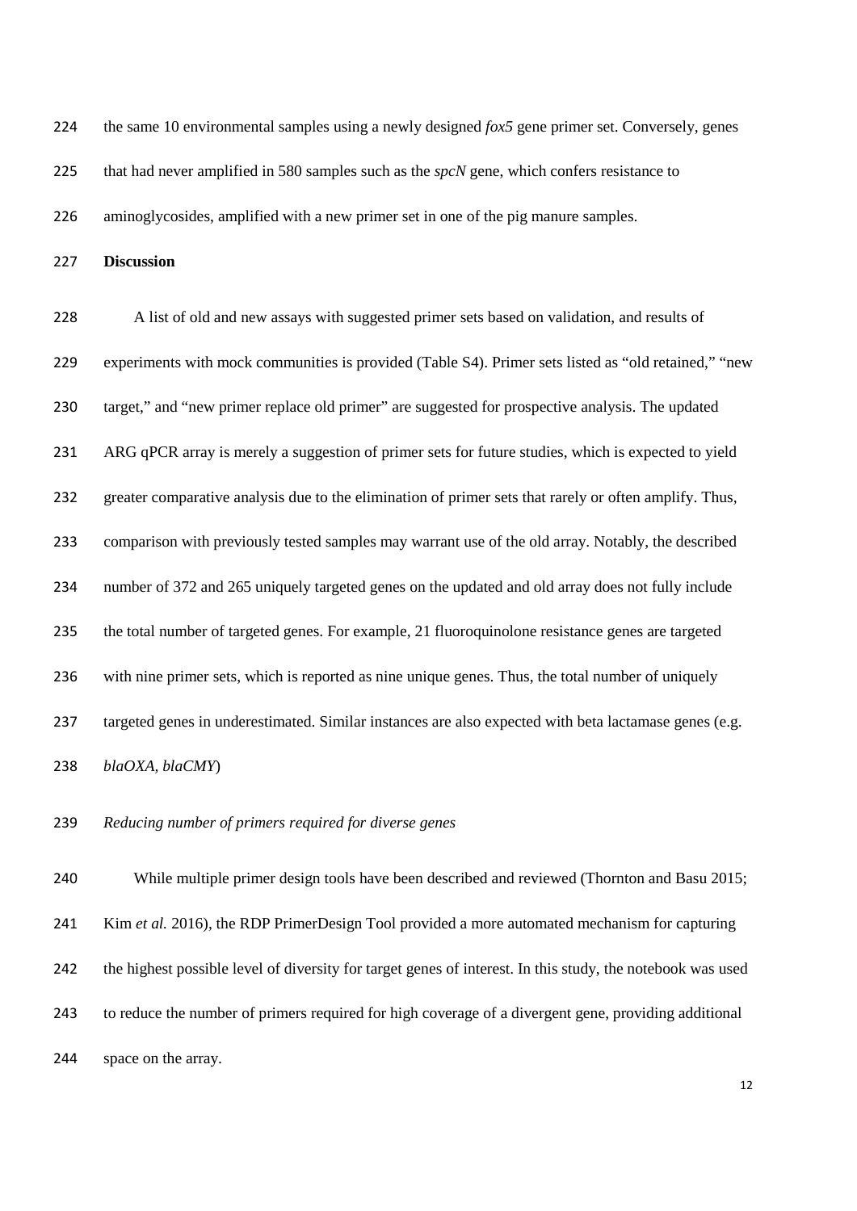the same 10 environmental samples using a newly designed *fox5* gene primer set. Conversely, genes that had never amplified in 580 samples such as the *spcN* gene, which confers resistance to aminoglycosides, amplified with a new primer set in one of the pig manure samples.

## Discussion

A list of old and new assays with suggested primer sets based on validation, and results of experiments with mock communities is provided (Table S4). Primer sets listed as "old retained," "new target," and "new primer replace old primer" are suggested for prospective analysis. The updated ARG qPCR array is merely a suggestion of primer sets for future studies, which is expected to yield greater comparative analysis due to the elimination of primer sets that rarely or often amplify. Thus, comparison with previously tested samples may warrant use of the old array. Notably, the described number of 372 and 265 uniquely targeted genes on the updated and old array does not fully include the total number of targeted genes. For example, 21 fluoroquinolone resistance genes are targeted with nine primer sets, which is reported as nine unique genes. Thus, the total number of uniquely targeted genes in underestimated. Similar instances are also expected with beta lactamase genes (e.g. *blaOXA*, *blaCMY*)

### *Reducing number of primers required for diverse genes*

While multiple primer design tools have been described and reviewed (Thornton and Basu 2015; Kim *et al.* 2016), the RDP PrimerDesign Tool provided a more automated mechanism for capturing the highest possible level of diversity for target genes of interest. In this study, the notebook was used to reduce the number of primers required for high coverage of a divergent gene, providing additional space on the array.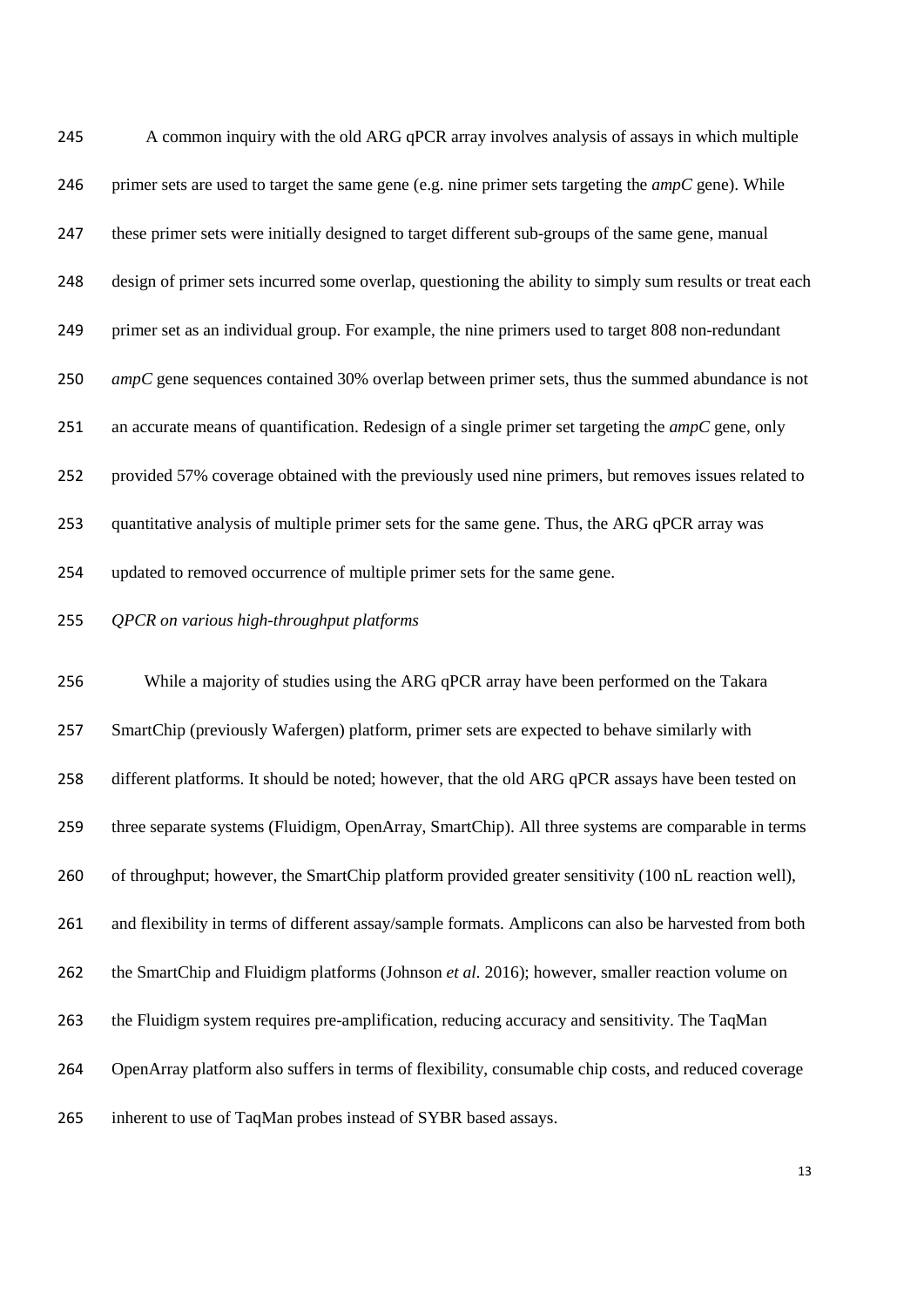A common inquiry with the old ARG qPCR array involves analysis of assays in which multiple primer sets are used to target the same gene (e.g. nine primer sets targeting the *ampC* gene). While these primer sets were initially designed to target different sub-groups of the same gene, manual design of primer sets incurred some overlap, questioning the ability to simply sum results or treat each primer set as an individual group. For example, the nine primers used to target 808 non-redundant *ampC* gene sequences contained 30% overlap between primer sets, thus the summed abundance is not an accurate means of quantification. Redesign of a single primer set targeting the *ampC* gene, only provided 57% coverage obtained with the previously used nine primers, but removes issues related to quantitative analysis of multiple primer sets for the same gene. Thus, the ARG qPCR array was updated to removed occurrence of multiple primer sets for the same gene.

*QPCR on various high-throughput platforms*

While a majority of studies using the ARG qPCR array have been performed on the Takara SmartChip (previously Wafergen) platform, primer sets are expected to behave similarly with different platforms. It should be noted; however, that the old ARG qPCR assays have been tested on three separate systems (Fluidigm, OpenArray, SmartChip). All three systems are comparable in terms of throughput; however, the SmartChip platform provided greater sensitivity (100 nL reaction well), and flexibility in terms of different assay/sample formats. Amplicons can also be harvested from both the SmartChip and Fluidigm platforms (Johnson *et al*. 2016); however, smaller reaction volume on the Fluidigm system requires pre-amplification, reducing accuracy and sensitivity. The TaqMan OpenArray platform also suffers in terms of flexibility, consumable chip costs, and reduced coverage inherent to use of TaqMan probes instead of SYBR based assays.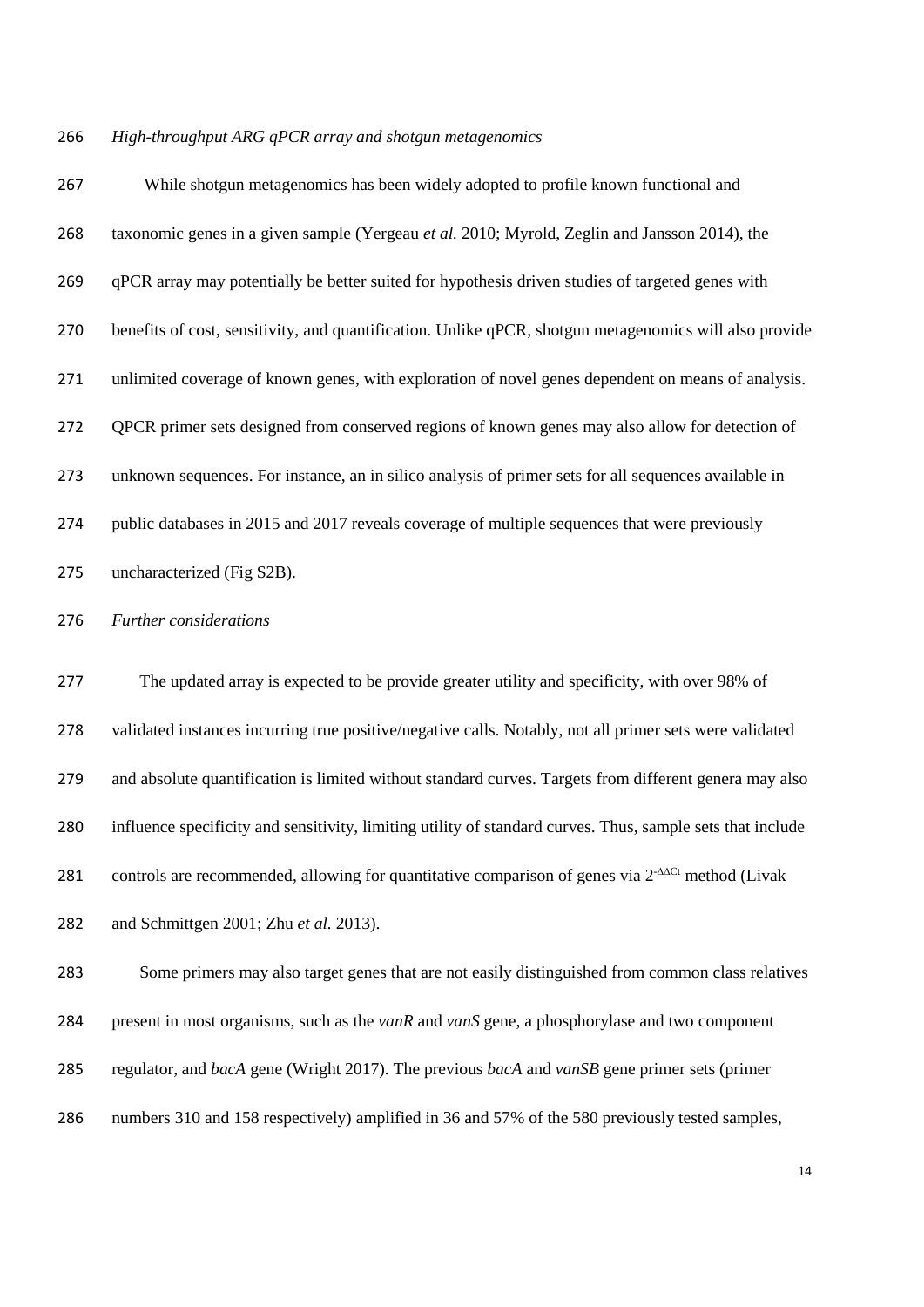*High-throughput ARG qPCR array and shotgun metagenomics*

While shotgun metagenomics has been widely adopted to profile known functional and taxonomic genes in a given sample (Yergeau *et al.* 2010; Myrold, Zeglin and Jansson 2014), the qPCR array may potentially be better suited for hypothesis driven studies of targeted genes with benefits of cost, sensitivity, and quantification. Unlike qPCR, shotgun metagenomics will also provide unlimited coverage of known genes, with exploration of novel genes dependent on means of analysis. QPCR primer sets designed from conserved regions of known genes may also allow for detection of unknown sequences. For instance, an in silico analysis of primer sets for all sequences available in public databases in 2015 and 2017 reveals coverage of multiple sequences that were previously uncharacterized (Fig S2B).

*Further considerations*

The updated array is expected to be provide greater utility and specificity, with over 98% of validated instances incurring true positive/negative calls. Notably, not all primer sets were validated and absolute quantification is limited without standard curves. Targets from different genera may also influence specificity and sensitivity, limiting utility of standard curves. Thus, sample sets that include controls are recommended, allowing for quantitative comparison of genes via $2^{-\Delta\Delta Ct}$ method (Livak and Schmittgen 2001; Zhu *et al.* 2013).

Some primers may also target genes that are not easily distinguished from common class relatives present in most organisms, such as the *vanR* and *vanS* gene, a phosphorylase and two component regulator, and *bacA* gene (Wright 2017). The previous *bacA* and *vanSB* gene primer sets (primer numbers 310 and 158 respectively) amplified in 36 and 57% of the 580 previously tested samples,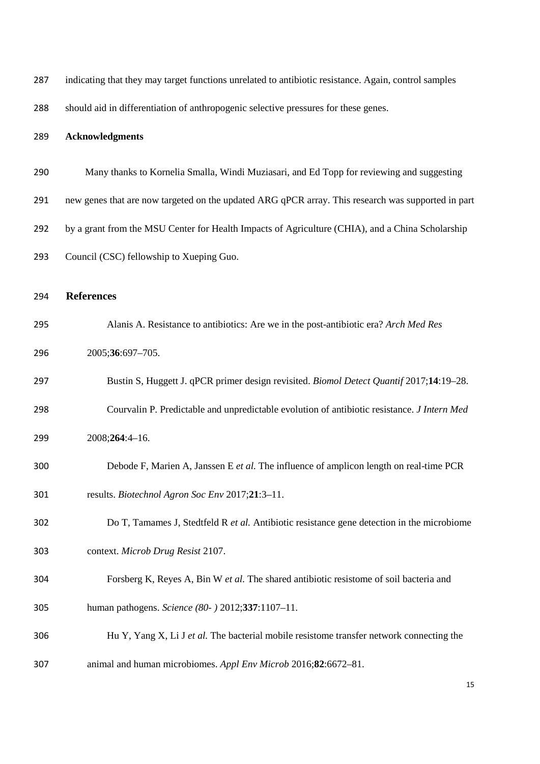indicating that they may target functions unrelated to antibiotic resistance. Again, control samples should aid in differentiation of anthropogenic selective pressures for these genes.

## Acknowledgments

Many thanks to Kornelia Smalla, Windi Muziasari, and Ed Topp for reviewing and suggesting new genes that are now targeted on the updated ARG qPCR array. This research was supported in part by a grant from the MSU Center for Health Impacts of Agriculture (CHIA), and a China Scholarship Council (CSC) fellowship to Xueping Guo.

## References

Alanis A. Resistance to antibiotics: Are we in the post-antibiotic era? *Arch Med Res* 2005;**36**:697–705.

Bustin S, Huggett J. qPCR primer design revisited. *Biomol Detect Quantif* 2017;**14**:19–28.

Courvalin P. Predictable and unpredictable evolution of antibiotic resistance. *J Intern Med* 2008;**264**:4–16.

Debode F, Marien A, Janssen E *et al.* The influence of amplicon length on real-time PCR results. *Biotechnol Agron Soc Env* 2017;**21**:3–11.

Do T, Tamames J, Stedtfeld R *et al.* Antibiotic resistance gene detection in the microbiome context. *Microb Drug Resist* 2107.

Forsberg K, Reyes A, Bin W *et al.* The shared antibiotic resistome of soil bacteria and human pathogens. *Science (80- )* 2012;**337**:1107–11.

Hu Y, Yang X, Li J *et al.* The bacterial mobile resistome transfer network connecting the animal and human microbiomes. *Appl Env Microb* 2016;**82**:6672–81.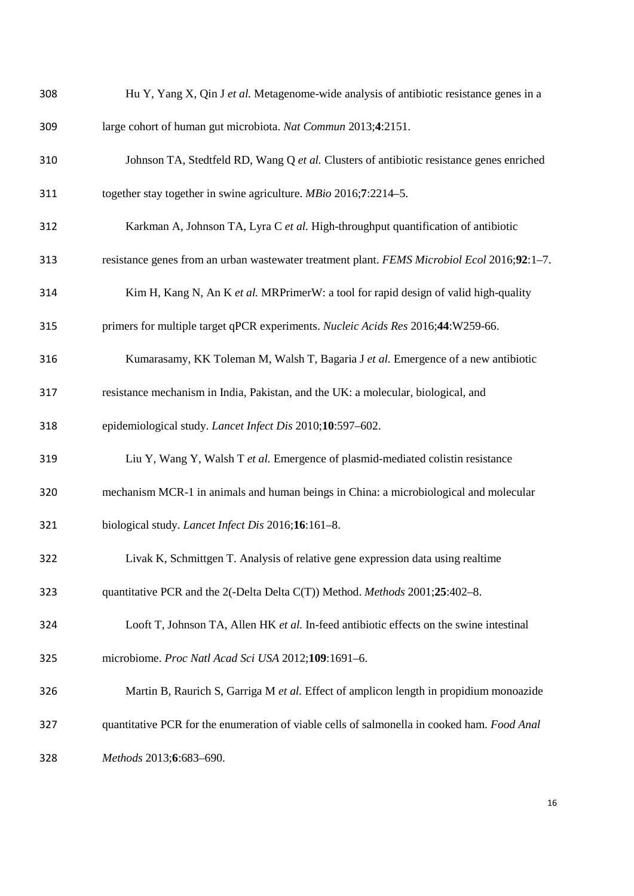Hu Y, Yang X, Qin J *et al.* Metagenome-wide analysis of antibiotic resistance genes in a large cohort of human gut microbiota. *Nat Commun* 2013;**4**:2151.

Johnson TA, Stedtfeld RD, Wang Q *et al.* Clusters of antibiotic resistance genes enriched together stay together in swine agriculture. *MBio* 2016;**7**:2214–5.

Karkman A, Johnson TA, Lyra C *et al.* High-throughput quantification of antibiotic resistance genes from an urban wastewater treatment plant. *FEMS Microbiol Ecol* 2016;**92**:1–7.

Kim H, Kang N, An K *et al.* MRPrimerW: a tool for rapid design of valid high-quality primers for multiple target qPCR experiments. *Nucleic Acids Res* 2016;**44**:W259-66.

Kumarasamy, KK Toleman M, Walsh T, Bagaria J *et al.* Emergence of a new antibiotic resistance mechanism in India, Pakistan, and the UK: a molecular, biological, and epidemiological study. *Lancet Infect Dis* 2010;**10**:597–602.

Liu Y, Wang Y, Walsh T *et al.* Emergence of plasmid-mediated colistin resistance mechanism MCR-1 in animals and human beings in China: a microbiological and molecular biological study. *Lancet Infect Dis* 2016;**16**:161–8.

Livak K, Schmittgen T. Analysis of relative gene expression data using realtime quantitative PCR and the 2(-Delta Delta C(T)) Method. *Methods* 2001;**25**:402–8.

Looft T, Johnson TA, Allen HK *et al.* In-feed antibiotic effects on the swine intestinal microbiome. *Proc Natl Acad Sci USA* 2012;**109**:1691–6.

Martin B, Raurich S, Garriga M *et al.* Effect of amplicon length in propidium monoazide quantitative PCR for the enumeration of viable cells of salmonella in cooked ham. *Food Anal Methods* 2013;**6**:683–690.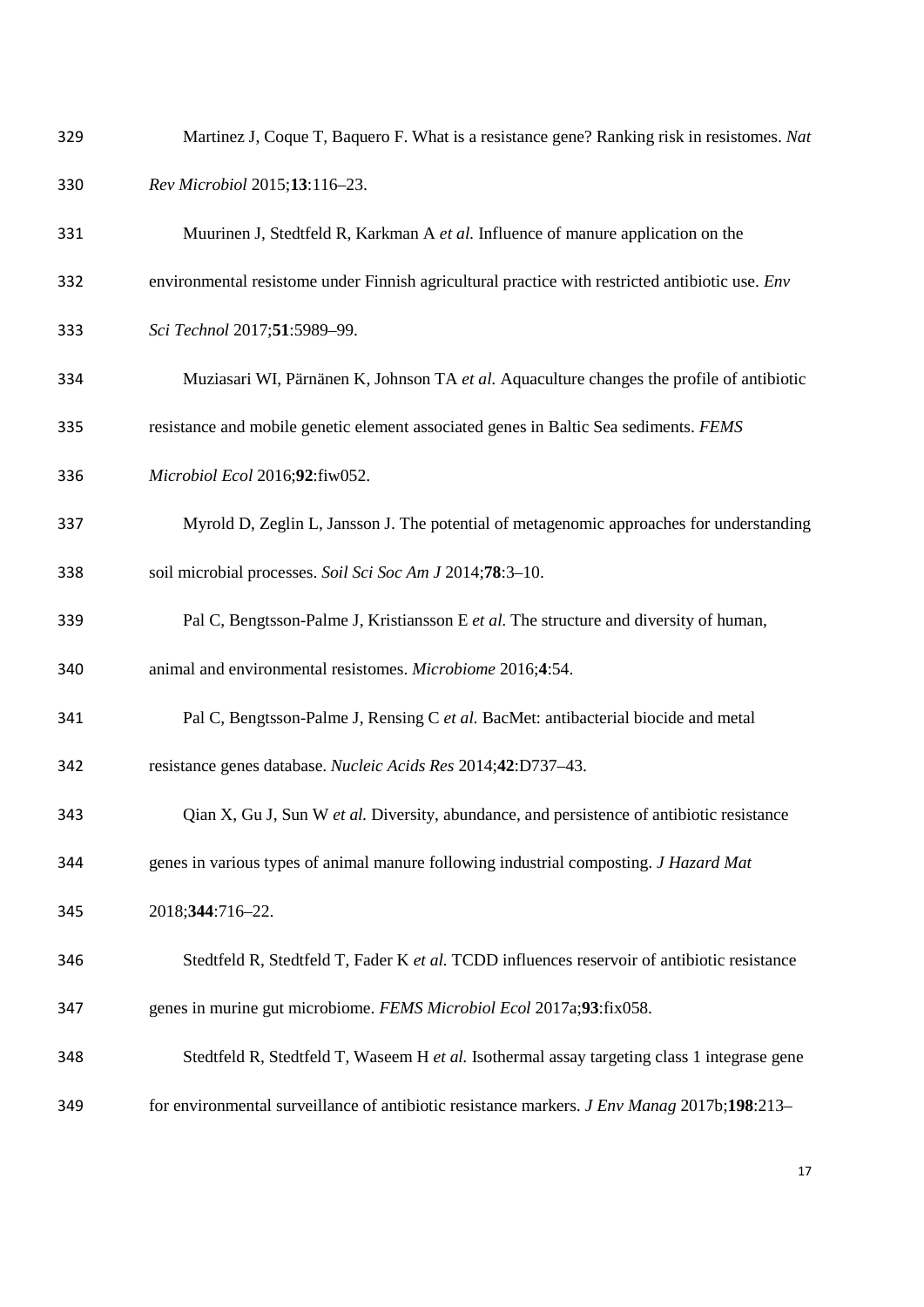Martinez J, Coque T, Baquero F. What is a resistance gene? Ranking risk in resistomes. *Nat Rev Microbiol* 2015;**13**:116–23.

Muurinen J, Stedtfeld R, Karkman A *et al.* Influence of manure application on the environmental resistome under Finnish agricultural practice with restricted antibiotic use. *Env Sci Technol* 2017;**51**:5989–99.

Muziasari WI, Pärnänen K, Johnson TA *et al.* Aquaculture changes the profile of antibiotic resistance and mobile genetic element associated genes in Baltic Sea sediments. *FEMS Microbiol Ecol* 2016;**92**:fiw052.

Myrold D, Zeglin L, Jansson J. The potential of metagenomic approaches for understanding soil microbial processes. *Soil Sci Soc Am J* 2014;**78**:3–10.

Pal C, Bengtsson-Palme J, Kristiansson E *et al.* The structure and diversity of human, animal and environmental resistomes. *Microbiome* 2016;**4**:54.

Pal C, Bengtsson-Palme J, Rensing C *et al.* BacMet: antibacterial biocide and metal resistance genes database. *Nucleic Acids Res* 2014;**42**:D737–43.

Qian X, Gu J, Sun W *et al.* Diversity, abundance, and persistence of antibiotic resistance genes in various types of animal manure following industrial composting. *J Hazard Mat* 2018;**344**:716–22.

Stedtfeld R, Stedtfeld T, Fader K *et al.* TCDD influences reservoir of antibiotic resistance genes in murine gut microbiome. *FEMS Microbiol Ecol* 2017a;**93**:fix058.

Stedtfeld R, Stedtfeld T, Waseem H *et al.* Isothermal assay targeting class 1 integrase gene for environmental surveillance of antibiotic resistance markers. *J Env Manag* 2017b;**198**:213–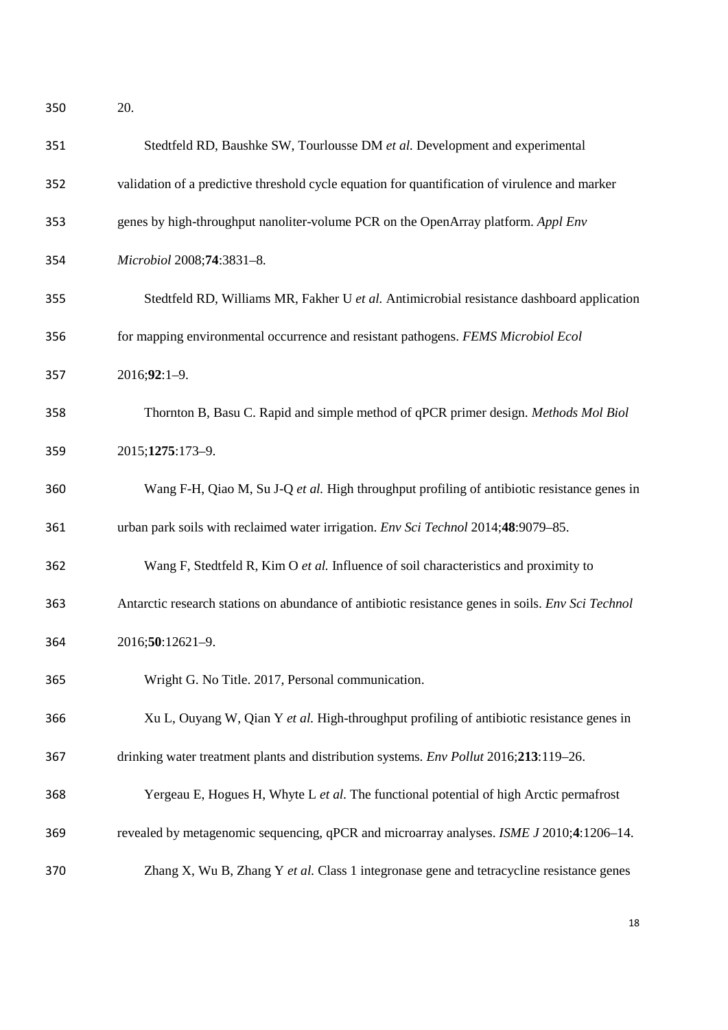20.

Stedtfeld RD, Baushke SW, Tourlousse DM *et al.* Development and experimental validation of a predictive threshold cycle equation for quantification of virulence and marker genes by high-throughput nanoliter-volume PCR on the OpenArray platform. *Appl Env Microbiol* 2008;**74**:3831–8.

Stedtfeld RD, Williams MR, Fakher U *et al.* Antimicrobial resistance dashboard application for mapping environmental occurrence and resistant pathogens. *FEMS Microbiol Ecol* 2016;**92**:1–9.

Thornton B, Basu C. Rapid and simple method of qPCR primer design. *Methods Mol Biol* 2015;**1275**:173–9.

Wang F-H, Qiao M, Su J-Q *et al.* High throughput profiling of antibiotic resistance genes in urban park soils with reclaimed water irrigation. *Env Sci Technol* 2014;**48**:9079–85.

Wang F, Stedtfeld R, Kim O *et al.* Influence of soil characteristics and proximity to Antarctic research stations on abundance of antibiotic resistance genes in soils. *Env Sci Technol* 2016;**50**:12621–9.

Wright G. No Title. 2017, Personal communication.

Xu L, Ouyang W, Qian Y *et al.* High-throughput profiling of antibiotic resistance genes in drinking water treatment plants and distribution systems. *Env Pollut* 2016;**213**:119–26.

Yergeau E, Hogues H, Whyte L *et al.* The functional potential of high Arctic permafrost revealed by metagenomic sequencing, qPCR and microarray analyses. *ISME J* 2010;**4**:1206–14.

Zhang X, Wu B, Zhang Y *et al.* Class 1 integronase gene and tetracycline resistance genes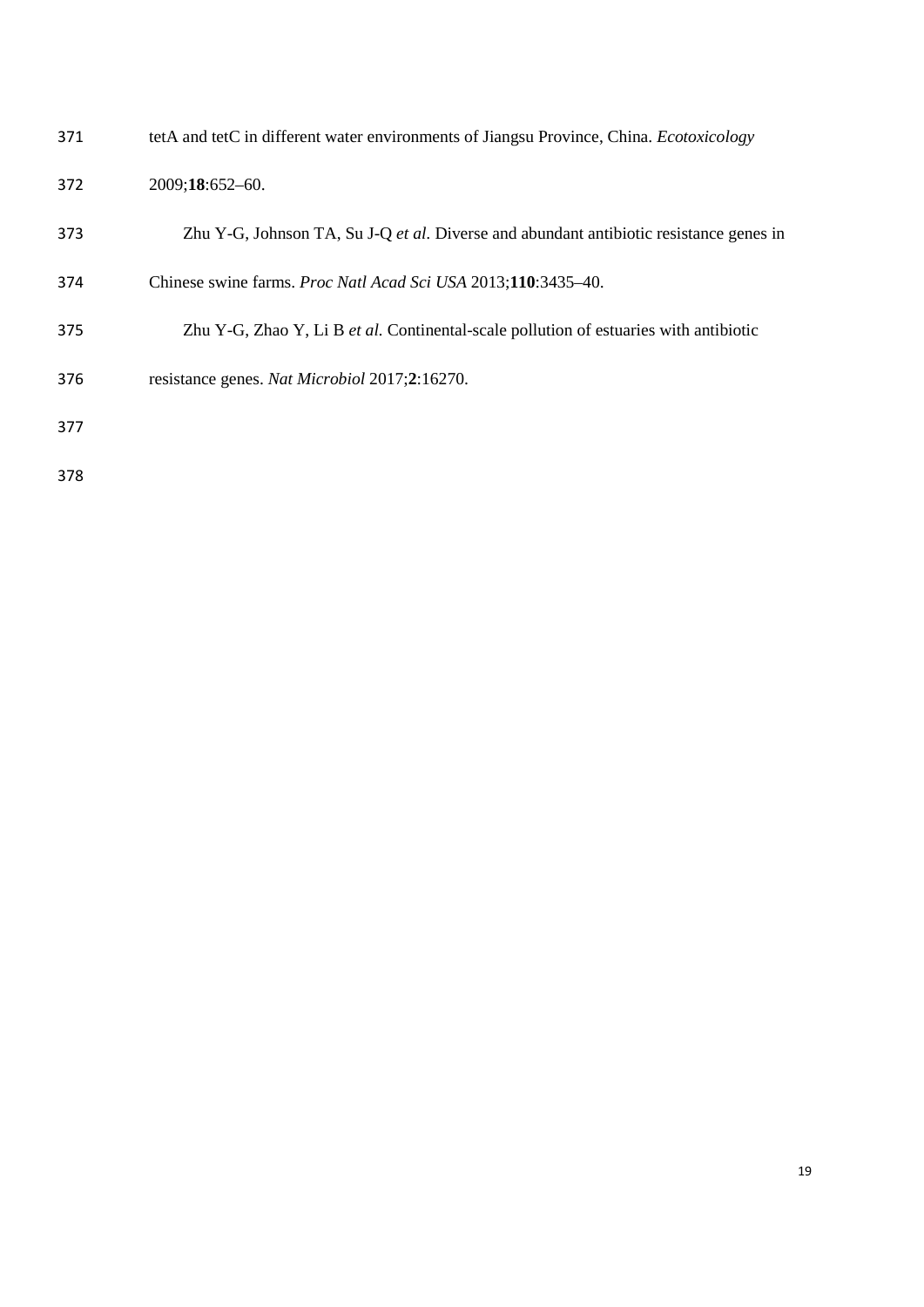tetA and tetC in different water environments of Jiangsu Province, China. *Ecotoxicology* 2009;**18**:652–60.

Zhu Y-G, Johnson TA, Su J-Q *et al*. Diverse and abundant antibiotic resistance genes in Chinese swine farms. *Proc Natl Acad Sci USA* 2013;**110**:3435–40.

Zhu Y-G, Zhao Y, Li B *et al.* Continental-scale pollution of estuaries with antibiotic resistance genes. *Nat Microbiol* 2017;**2**:16270.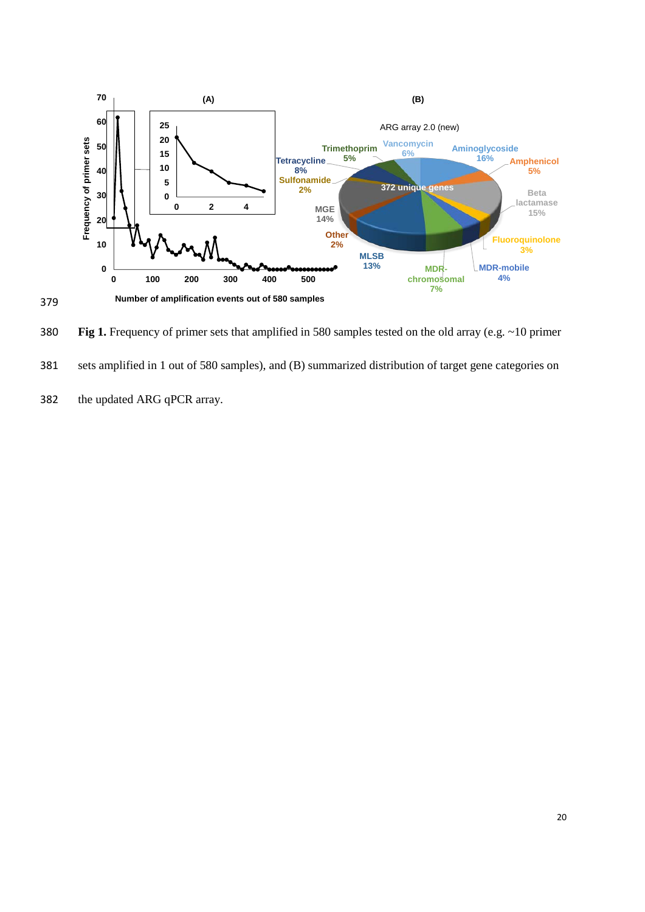**Fig 1.** Frequency of primer sets that amplified in 580 samples tested on the old array (e.g. ~10 primer sets amplified in 1 out of 580 samples), and (B) summarized distribution of target gene categories on the updated ARG qPCR array.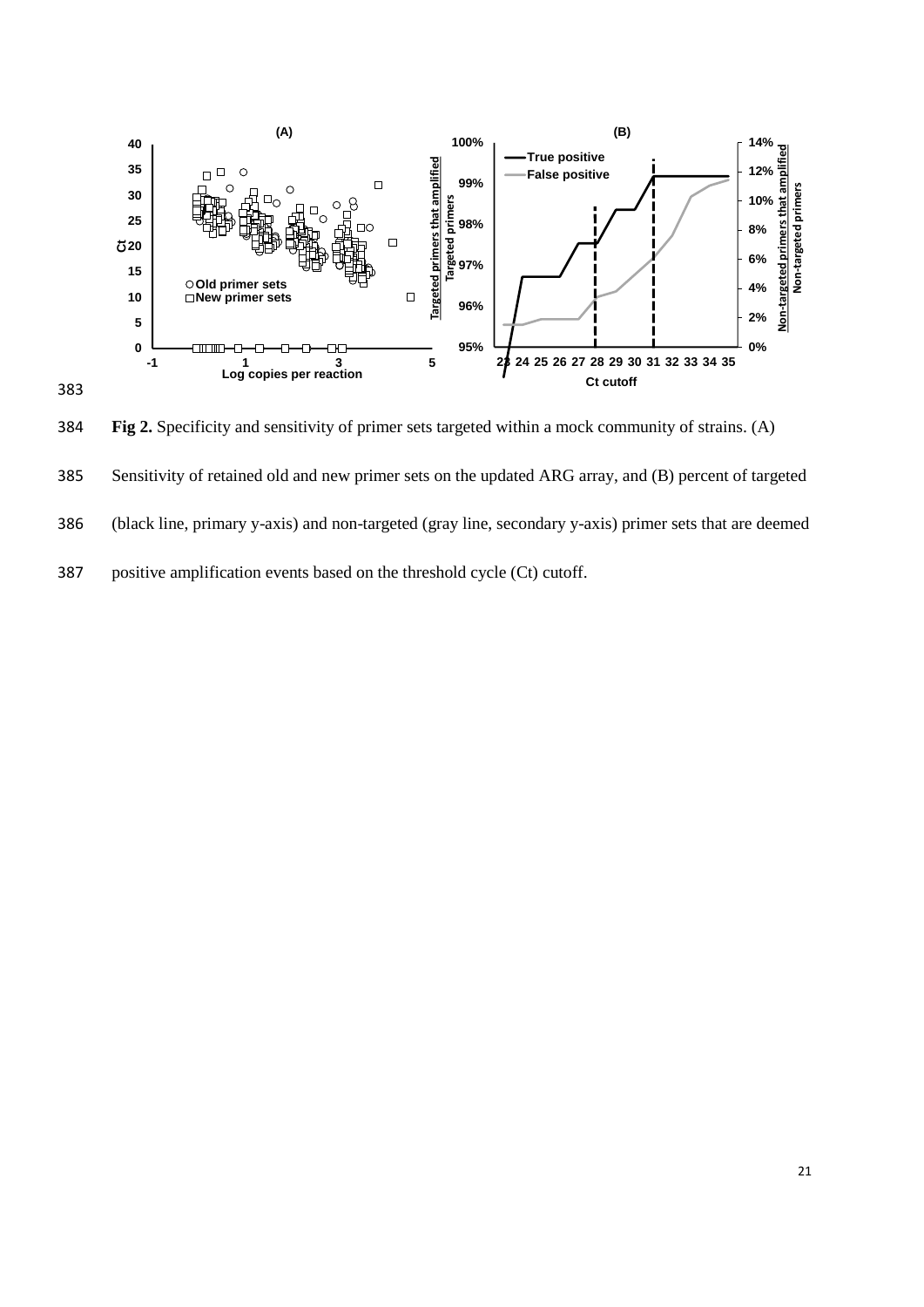**Fig 2.** Specificity and sensitivity of primer sets targeted within a mock community of strains. (A) Sensitivity of retained old and new primer sets on the updated ARG array, and (B) percent of targeted (black line, primary y-axis) and non-targeted (gray line, secondary y-axis) primer sets that are deemed positive amplification events based on the threshold cycle (Ct) cutoff.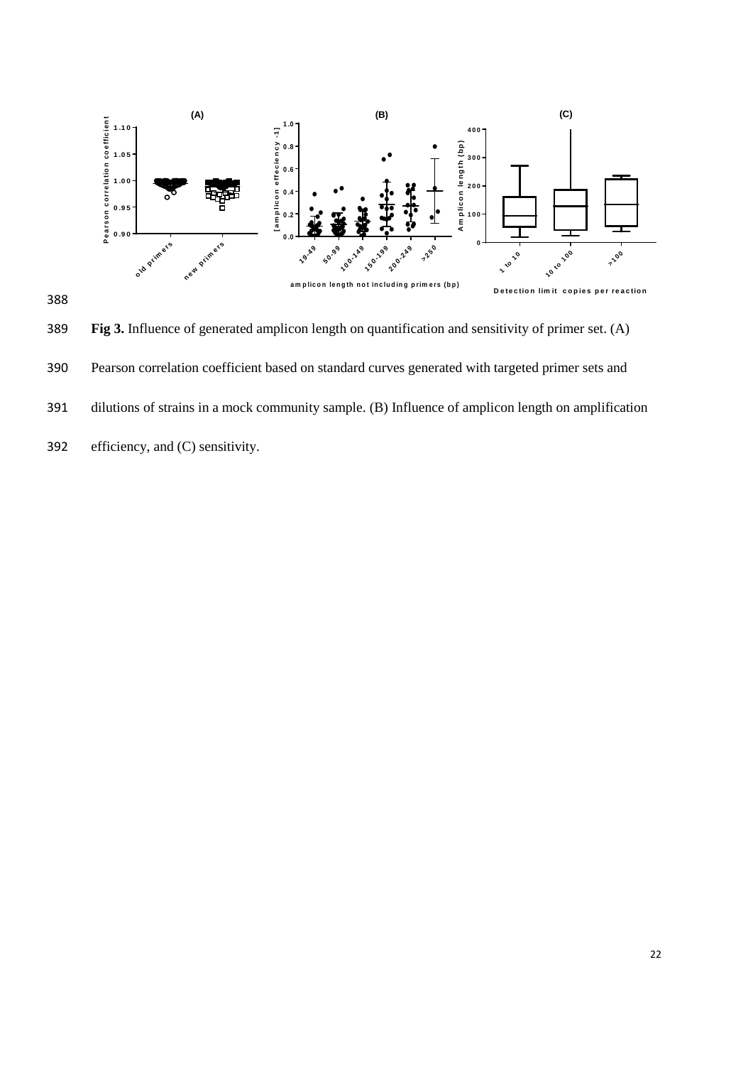**Fig 3.** Influence of generated amplicon length on quantification and sensitivity of primer set. (A) Pearson correlation coefficient based on standard curves generated with targeted primer sets and dilutions of strains in a mock community sample. (B) Influence of amplicon length on amplification efficiency, and (C) sensitivity.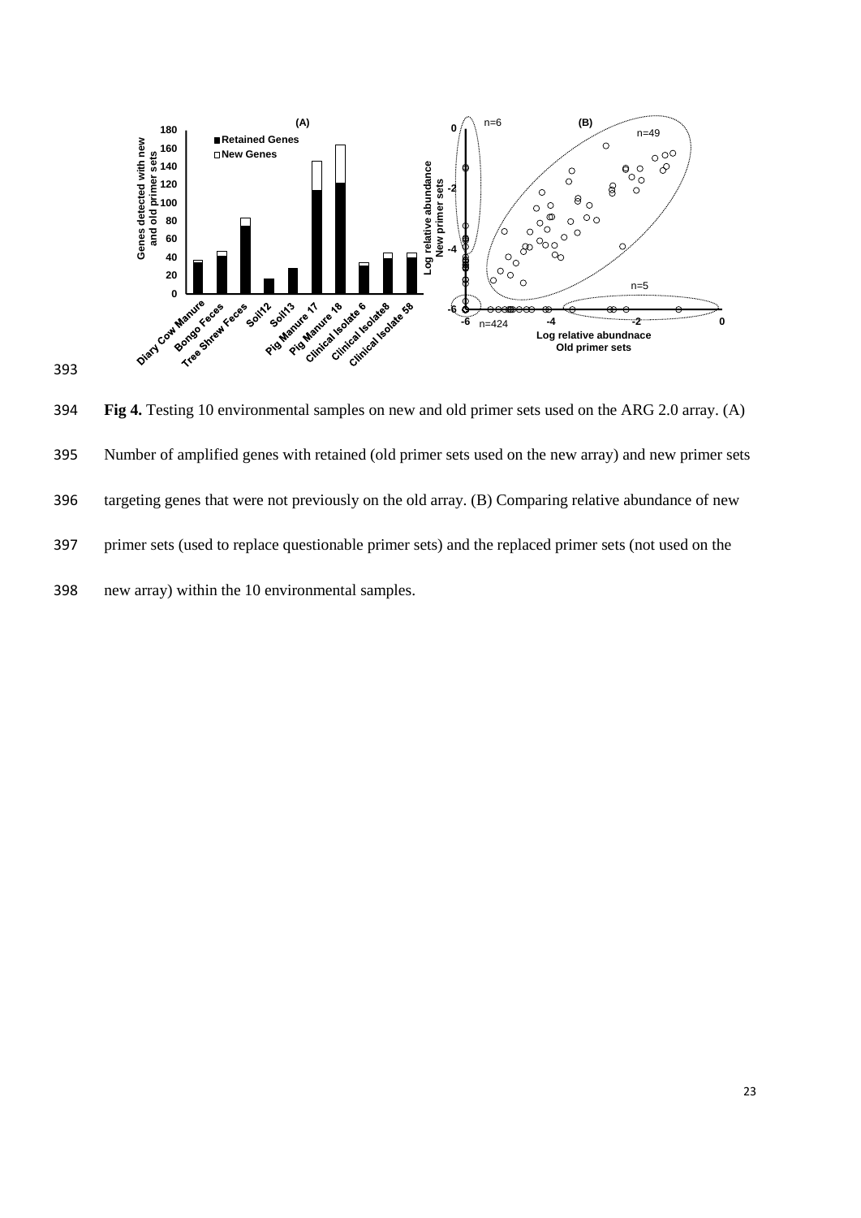(A)

180
160
140
120
100
80
60
40
20
0

Genes detected with new and old primer sets

■ Retained Genes
□ New Genes

Diary Cow Manure
Bongo Feces
Tree Shrew Feces
Soil12
Soil13
Pig Manure 17
Pig Manure 18
Clinical Isolate 6
Clinical Isolate8
Clinical Isolate 58

(B)

0
-2
-4
-6

Log relative abundance New primer sets

n=6
n=49
n=5
n=424

-6
-4
-2
0

Log relative abundnace Old primer sets

**Fig 4.** Testing 10 environmental samples on new and old primer sets used on the ARG 2.0 array. (A) Number of amplified genes with retained (old primer sets used on the new array) and new primer sets targeting genes that were not previously on the old array. (B) Comparing relative abundance of new primer sets (used to replace questionable primer sets) and the replaced primer sets (not used on the new array) within the 10 environmental samples.